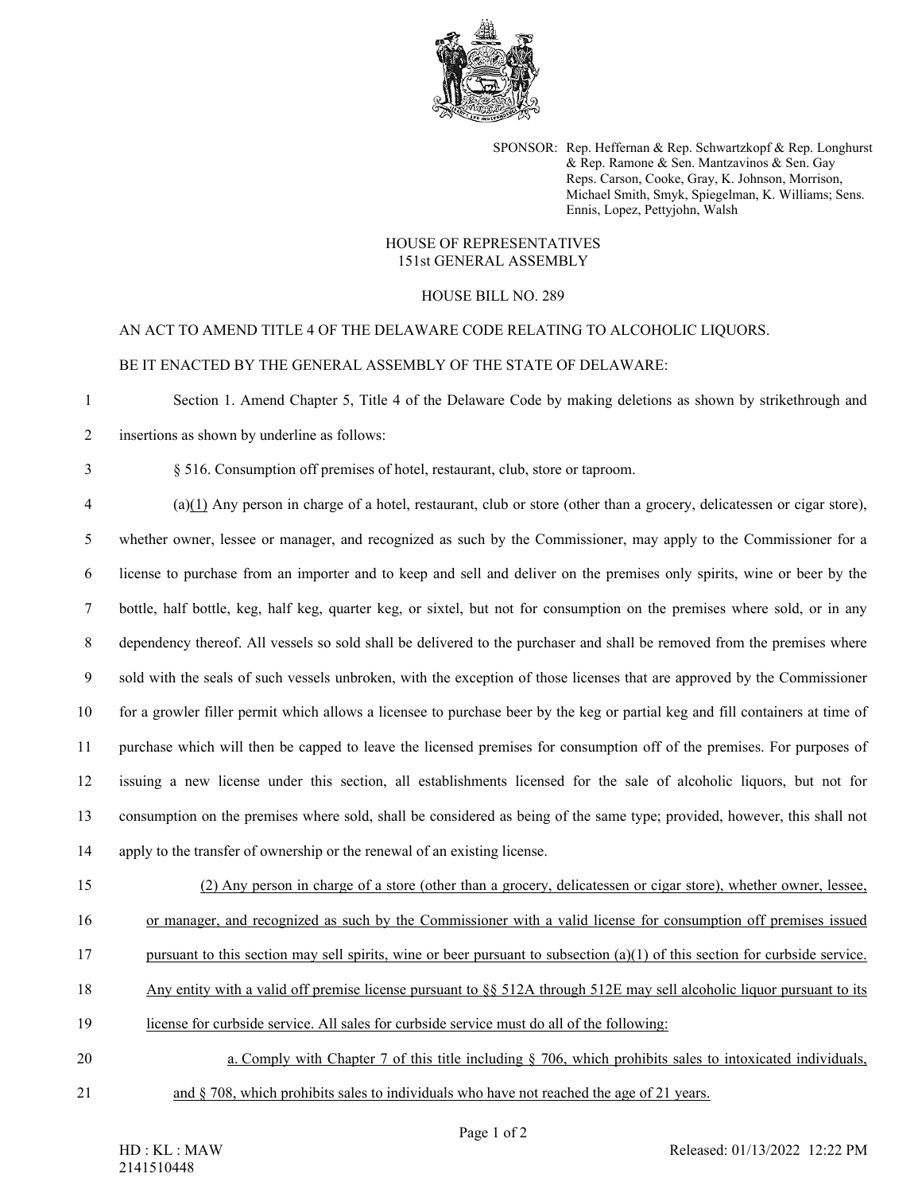SPONSOR: Rep. Heffernan & Rep. Schwartzkopf & Rep. Longhurst & Rep. Ramone & Sen. Mantzavinos & Sen. Gay
Reps. Carson, Cooke, Gray, K. Johnson, Morrison, Michael Smith, Smyk, Spiegelman, K. Williams; Sens. Ennis, Lopez, Pettyjohn, Walsh

HOUSE OF REPRESENTATIVES
151st GENERAL ASSEMBLY

HOUSE BILL NO. 289

AN ACT TO AMEND TITLE 4 OF THE DELAWARE CODE RELATING TO ALCOHOLIC LIQUORS.

BE IT ENACTED BY THE GENERAL ASSEMBLY OF THE STATE OF DELAWARE:

Section 1. Amend Chapter 5, Title 4 of the Delaware Code by making deletions as shown by strikethrough and insertions as shown by underline as follows:

§ 516. Consumption off premises of hotel, restaurant, club, store or taproom.

(a)<u>(1)</u> Any person in charge of a hotel, restaurant, club or store (other than a grocery, delicatessen or cigar store), whether owner, lessee or manager, and recognized as such by the Commissioner, may apply to the Commissioner for a license to purchase from an importer and to keep and sell and deliver on the premises only spirits, wine or beer by the bottle, half bottle, keg, half keg, quarter keg, or sixtel, but not for consumption on the premises where sold, or in any dependency thereof. All vessels so sold shall be delivered to the purchaser and shall be removed from the premises where sold with the seals of such vessels unbroken, with the exception of those licenses that are approved by the Commissioner for a growler filler permit which allows a licensee to purchase beer by the keg or partial keg and fill containers at time of purchase which will then be capped to leave the licensed premises for consumption off of the premises. For purposes of issuing a new license under this section, all establishments licensed for the sale of alcoholic liquors, but not for consumption on the premises where sold, shall be considered as being of the same type; provided, however, this shall not apply to the transfer of ownership or the renewal of an existing license.

<u>(2) Any person in charge of a store (other than a grocery, delicatessen or cigar store), whether owner, lessee, or manager, and recognized as such by the Commissioner with a valid license for consumption off premises issued pursuant to this section may sell spirits, wine or beer pursuant to subsection (a)(1) of this section for curbside service. Any entity with a valid off premise license pursuant to §§ 512A through 512E may sell alcoholic liquor pursuant to its license for curbside service. All sales for curbside service must do all of the following:</u>

<u>a. Comply with Chapter 7 of this title including § 706, which prohibits sales to intoxicated individuals, and § 708, which prohibits sales to individuals who have not reached the age of 21 years.</u>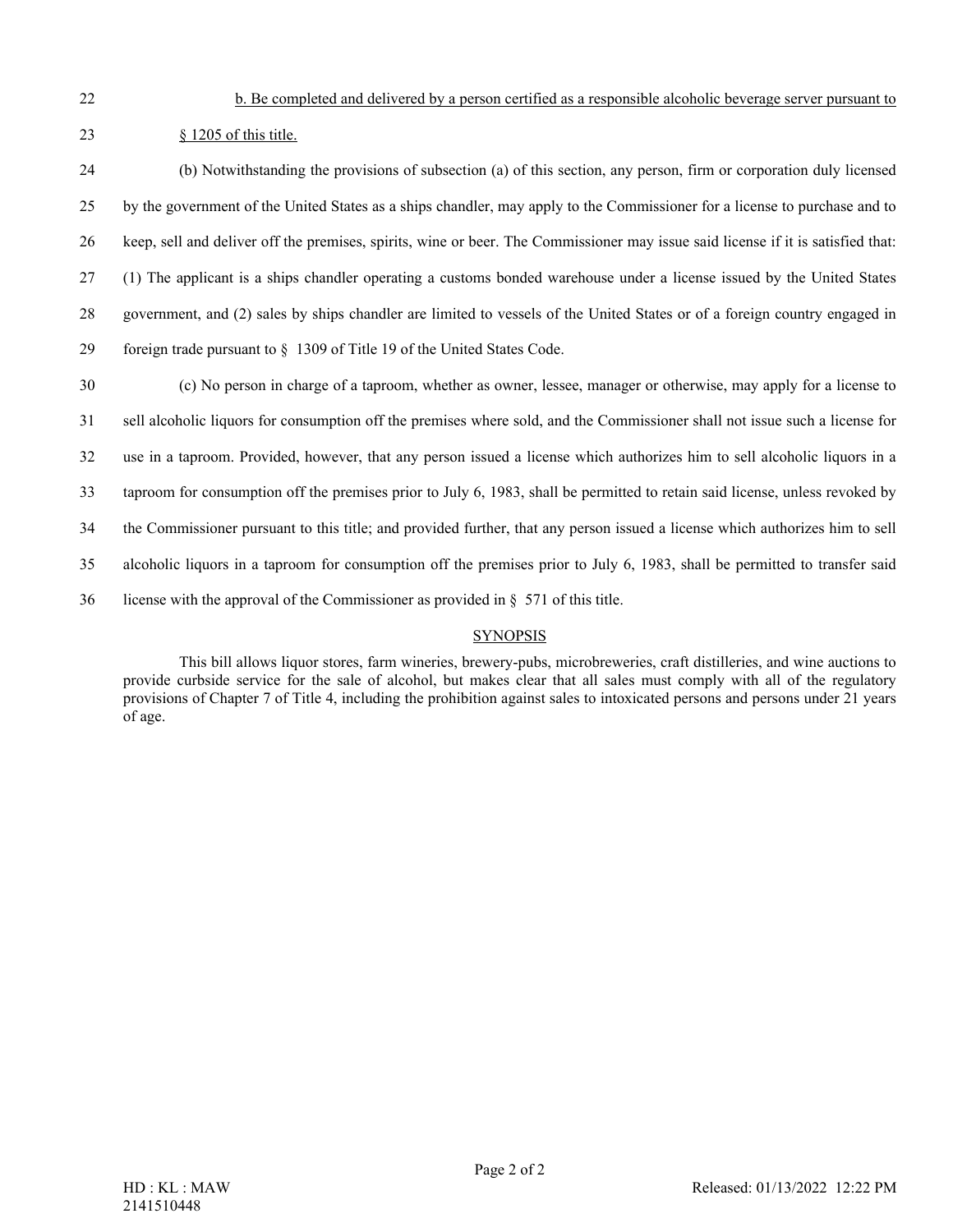b. Be completed and delivered by a person certified as a responsible alcoholic beverage server pursuant to § 1205 of this title.

(b) Notwithstanding the provisions of subsection (a) of this section, any person, firm or corporation duly licensed by the government of the United States as a ships chandler, may apply to the Commissioner for a license to purchase and to keep, sell and deliver off the premises, spirits, wine or beer. The Commissioner may issue said license if it is satisfied that: (1) The applicant is a ships chandler operating a customs bonded warehouse under a license issued by the United States government, and (2) sales by ships chandler are limited to vessels of the United States or of a foreign country engaged in foreign trade pursuant to § 1309 of Title 19 of the United States Code.

(c) No person in charge of a taproom, whether as owner, lessee, manager or otherwise, may apply for a license to sell alcoholic liquors for consumption off the premises where sold, and the Commissioner shall not issue such a license for use in a taproom. Provided, however, that any person issued a license which authorizes him to sell alcoholic liquors in a taproom for consumption off the premises prior to July 6, 1983, shall be permitted to retain said license, unless revoked by the Commissioner pursuant to this title; and provided further, that any person issued a license which authorizes him to sell alcoholic liquors in a taproom for consumption off the premises prior to July 6, 1983, shall be permitted to transfer said license with the approval of the Commissioner as provided in § 571 of this title.

## SYNOPSIS

This bill allows liquor stores, farm wineries, brewery-pubs, microbreweries, craft distilleries, and wine auctions to provide curbside service for the sale of alcohol, but makes clear that all sales must comply with all of the regulatory provisions of Chapter 7 of Title 4, including the prohibition against sales to intoxicated persons and persons under 21 years of age.

HD : KL : MAW
2141510448

Released: 01/13/2022 12:22 PM